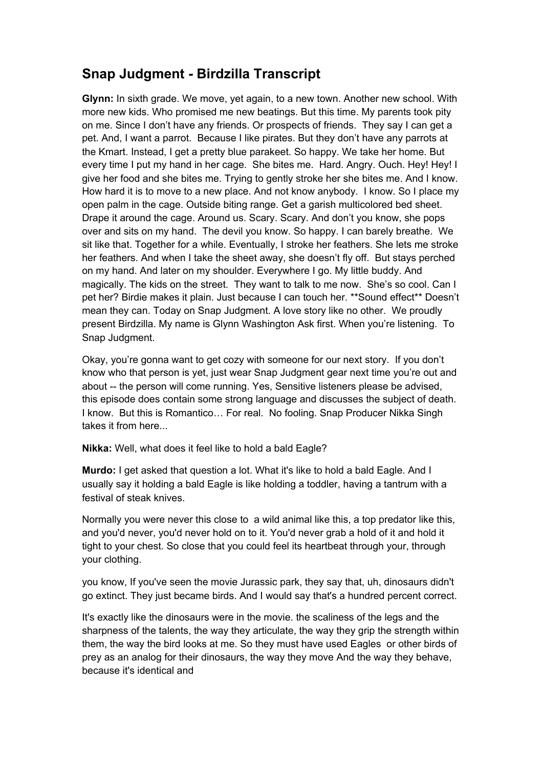## Snap Judgment - Birdzilla Transcript

**Glynn:** In sixth grade. We move, yet again, to a new town. Another new school. With more new kids. Who promised me new beatings. But this time. My parents took pity on me. Since I don't have any friends. Or prospects of friends. They say I can get a pet. And, I want a parrot. Because I like pirates. But they don't have any parrots at the Kmart. Instead, I get a pretty blue parakeet. So happy. We take her home. But every time I put my hand in her cage. She bites me. Hard. Angry. Ouch. Hey! Hey! I give her food and she bites me. Trying to gently stroke her she bites me. And I know. How hard it is to move to a new place. And not know anybody. I know. So I place my open palm in the cage. Outside biting range. Get a garish multicolored bed sheet. Drape it around the cage. Around us. Scary. Scary. And don't you know, she pops over and sits on my hand. The devil you know. So happy. I can barely breathe. We sit like that. Together for a while. Eventually, I stroke her feathers. She lets me stroke her feathers. And when I take the sheet away, she doesn't fly off. But stays perched on my hand. And later on my shoulder. Everywhere I go. My little buddy. And magically. The kids on the street. They want to talk to me now. She's so cool. Can I pet her? Birdie makes it plain. Just because I can touch her. **Sound effect** Doesn't mean they can. Today on Snap Judgment. A love story like no other. We proudly present Birdzilla. My name is Glynn Washington Ask first. When you're listening. To Snap Judgment.

Okay, you're gonna want to get cozy with someone for our next story. If you don't know who that person is yet, just wear Snap Judgment gear next time you're out and about -- the person will come running. Yes, Sensitive listeners please be advised, this episode does contain some strong language and discusses the subject of death. I know. But this is Romantico… For real. No fooling. Snap Producer Nikka Singh takes it from here...

**Nikka:** Well, what does it feel like to hold a bald Eagle?

**Murdo:** I get asked that question a lot. What it's like to hold a bald Eagle. And I usually say it holding a bald Eagle is like holding a toddler, having a tantrum with a festival of steak knives.

Normally you were never this close to a wild animal like this, a top predator like this, and you'd never, you'd never hold on to it. You'd never grab a hold of it and hold it tight to your chest. So close that you could feel its heartbeat through your, through your clothing.

you know, If you've seen the movie Jurassic park, they say that, uh, dinosaurs didn't go extinct. They just became birds. And I would say that's a hundred percent correct.

It's exactly like the dinosaurs were in the movie. the scaliness of the legs and the sharpness of the talents, the way they articulate, the way they grip the strength within them, the way the bird looks at me. So they must have used Eagles or other birds of prey as an analog for their dinosaurs, the way they move And the way they behave, because it's identical and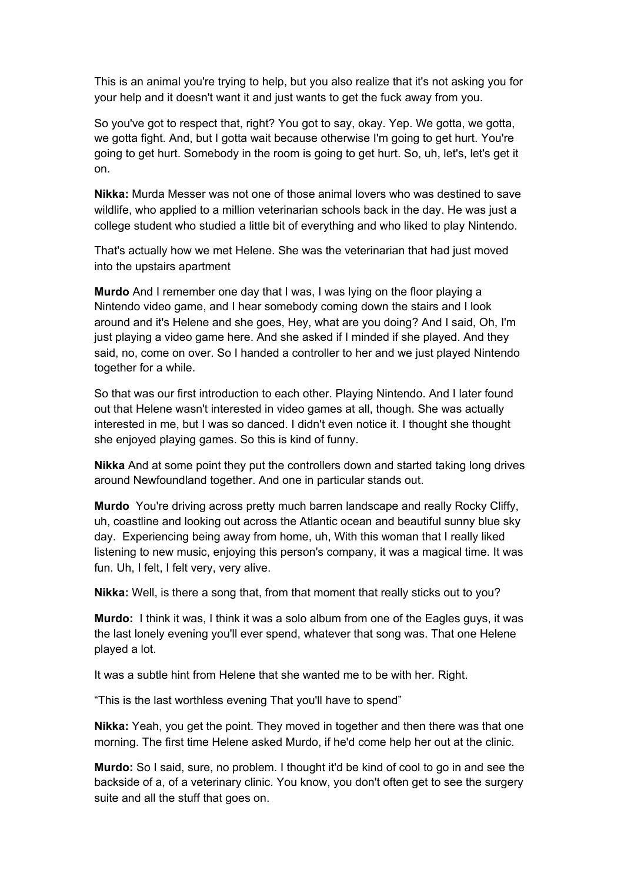This is an animal you're trying to help, but you also realize that it's not asking you for your help and it doesn't want it and just wants to get the fuck away from you.

So you've got to respect that, right? You got to say, okay. Yep. We gotta, we gotta, we gotta fight. And, but I gotta wait because otherwise I'm going to get hurt. You're going to get hurt. Somebody in the room is going to get hurt. So, uh, let's, let's get it on.

**Nikka:** Murda Messer was not one of those animal lovers who was destined to save wildlife, who applied to a million veterinarian schools back in the day. He was just a college student who studied a little bit of everything and who liked to play Nintendo.

That's actually how we met Helene. She was the veterinarian that had just moved into the upstairs apartment

**Murdo** And I remember one day that I was, I was lying on the floor playing a Nintendo video game, and I hear somebody coming down the stairs and I look around and it's Helene and she goes, Hey, what are you doing? And I said, Oh, I'm just playing a video game here. And she asked if I minded if she played. And they said, no, come on over. So I handed a controller to her and we just played Nintendo together for a while.

So that was our first introduction to each other. Playing Nintendo. And I later found out that Helene wasn't interested in video games at all, though. She was actually interested in me, but I was so danced. I didn't even notice it. I thought she thought she enjoyed playing games. So this is kind of funny.

**Nikka** And at some point they put the controllers down and started taking long drives around Newfoundland together. And one in particular stands out.

**Murdo** You're driving across pretty much barren landscape and really Rocky Cliffy, uh, coastline and looking out across the Atlantic ocean and beautiful sunny blue sky day. Experiencing being away from home, uh, With this woman that I really liked listening to new music, enjoying this person's company, it was a magical time. It was fun. Uh, I felt, I felt very, very alive.

**Nikka:** Well, is there a song that, from that moment that really sticks out to you?

**Murdo:** I think it was, I think it was a solo album from one of the Eagles guys, it was the last lonely evening you'll ever spend, whatever that song was. That one Helene played a lot.

It was a subtle hint from Helene that she wanted me to be with her. Right.

"This is the last worthless evening That you'll have to spend"

**Nikka:** Yeah, you get the point. They moved in together and then there was that one morning. The first time Helene asked Murdo, if he'd come help her out at the clinic.

**Murdo:** So I said, sure, no problem. I thought it'd be kind of cool to go in and see the backside of a, of a veterinary clinic. You know, you don't often get to see the surgery suite and all the stuff that goes on.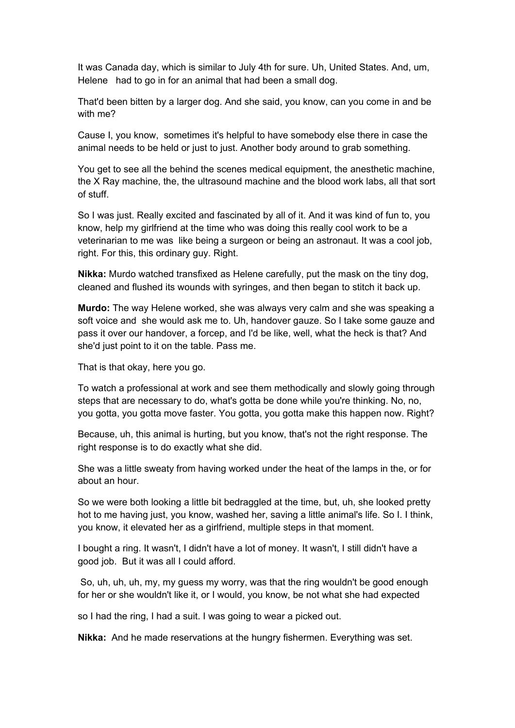It was Canada day, which is similar to July 4th for sure. Uh, United States. And, um, Helene   had to go in for an animal that had been a small dog.

That'd been bitten by a larger dog. And she said, you know, can you come in and be with me?

Cause I, you know,  sometimes it's helpful to have somebody else there in case the animal needs to be held or just to just. Another body around to grab something.

You get to see all the behind the scenes medical equipment, the anesthetic machine, the X Ray machine, the, the ultrasound machine and the blood work labs, all that sort of stuff.

So I was just. Really excited and fascinated by all of it. And it was kind of fun to, you know, help my girlfriend at the time who was doing this really cool work to be a veterinarian to me was  like being a surgeon or being an astronaut. It was a cool job, right. For this, this ordinary guy. Right.

**Nikka:** Murdo watched transfixed as Helene carefully, put the mask on the tiny dog, cleaned and flushed its wounds with syringes, and then began to stitch it back up.

**Murdo:** The way Helene worked, she was always very calm and she was speaking a soft voice and  she would ask me to. Uh, handover gauze. So I take some gauze and pass it over our handover, a forcep, and I'd be like, well, what the heck is that? And she'd just point to it on the table. Pass me.

That is that okay, here you go.

To watch a professional at work and see them methodically and slowly going through steps that are necessary to do, what's gotta be done while you're thinking. No, no, you gotta, you gotta move faster. You gotta, you gotta make this happen now. Right?

Because, uh, this animal is hurting, but you know, that's not the right response. The right response is to do exactly what she did.

She was a little sweaty from having worked under the heat of the lamps in the, or for about an hour.

So we were both looking a little bit bedraggled at the time, but, uh, she looked pretty hot to me having just, you know, washed her, saving a little animal's life. So I. I think, you know, it elevated her as a girlfriend, multiple steps in that moment.

I bought a ring. It wasn't, I didn't have a lot of money. It wasn't, I still didn't have a good job.  But it was all I could afford.

So, uh, uh, uh, my, my guess my worry, was that the ring wouldn't be good enough for her or she wouldn't like it, or I would, you know, be not what she had expected

so I had the ring, I had a suit. I was going to wear a picked out.

**Nikka:**  And he made reservations at the hungry fishermen. Everything was set.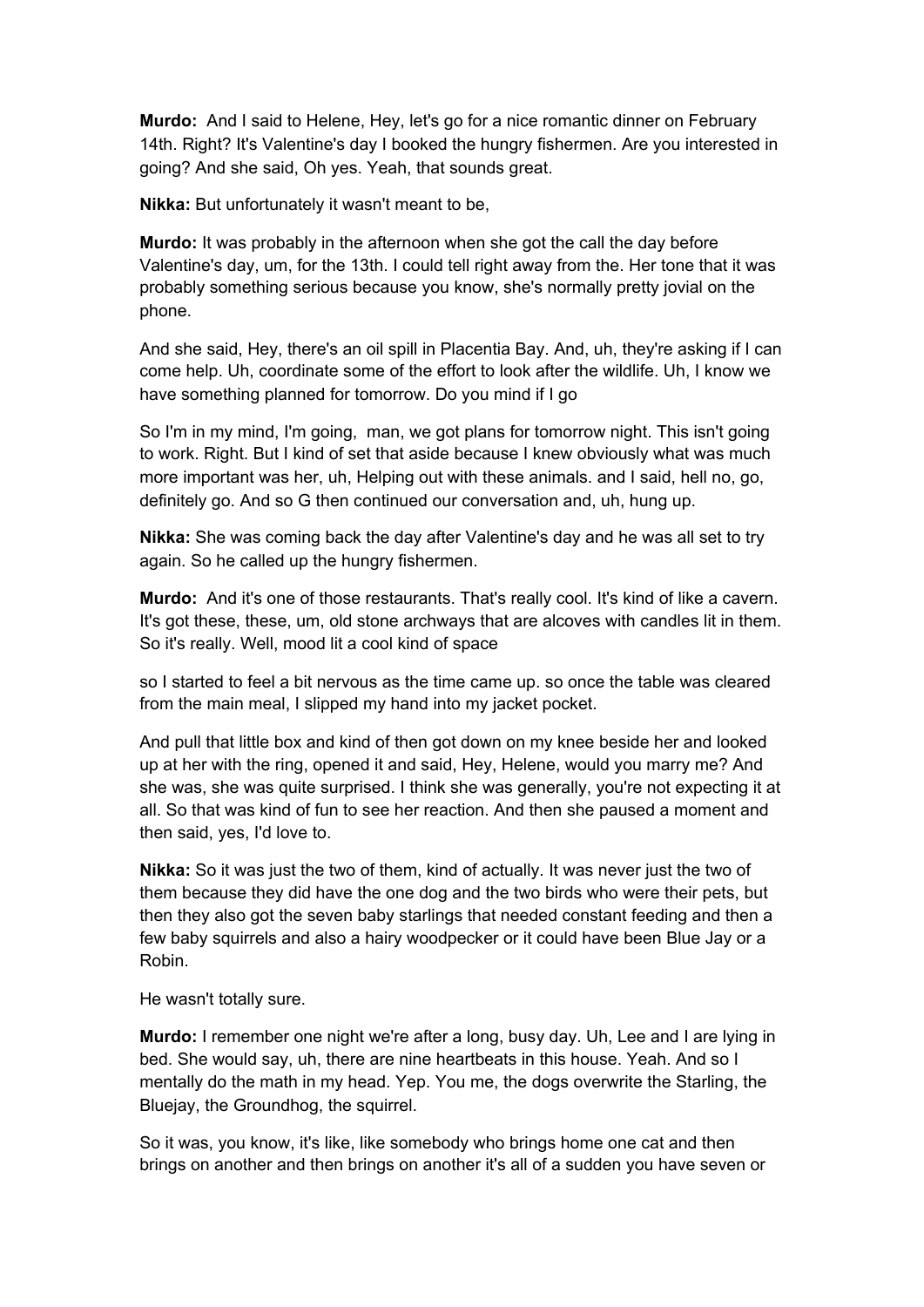**Murdo:** And I said to Helene, Hey, let's go for a nice romantic dinner on February 14th. Right? It's Valentine's day I booked the hungry fishermen. Are you interested in going? And she said, Oh yes. Yeah, that sounds great.

**Nikka:** But unfortunately it wasn't meant to be,

**Murdo:** It was probably in the afternoon when she got the call the day before Valentine's day, um, for the 13th. I could tell right away from the. Her tone that it was probably something serious because you know, she's normally pretty jovial on the phone.

And she said, Hey, there's an oil spill in Placentia Bay. And, uh, they're asking if I can come help. Uh, coordinate some of the effort to look after the wildlife. Uh, I know we have something planned for tomorrow. Do you mind if I go

So I'm in my mind, I'm going, man, we got plans for tomorrow night. This isn't going to work. Right. But I kind of set that aside because I knew obviously what was much more important was her, uh, Helping out with these animals. and I said, hell no, go, definitely go. And so G then continued our conversation and, uh, hung up.

**Nikka:** She was coming back the day after Valentine's day and he was all set to try again. So he called up the hungry fishermen.

**Murdo:** And it's one of those restaurants. That's really cool. It's kind of like a cavern. It's got these, these, um, old stone archways that are alcoves with candles lit in them. So it's really. Well, mood lit a cool kind of space

so I started to feel a bit nervous as the time came up. so once the table was cleared from the main meal, I slipped my hand into my jacket pocket.

And pull that little box and kind of then got down on my knee beside her and looked up at her with the ring, opened it and said, Hey, Helene, would you marry me? And she was, she was quite surprised. I think she was generally, you're not expecting it at all. So that was kind of fun to see her reaction. And then she paused a moment and then said, yes, I'd love to.

**Nikka:** So it was just the two of them, kind of actually. It was never just the two of them because they did have the one dog and the two birds who were their pets, but then they also got the seven baby starlings that needed constant feeding and then a few baby squirrels and also a hairy woodpecker or it could have been Blue Jay or a Robin.

He wasn't totally sure.

**Murdo:** I remember one night we're after a long, busy day. Uh, Lee and I are lying in bed. She would say, uh, there are nine heartbeats in this house. Yeah. And so I mentally do the math in my head. Yep. You me, the dogs overwrite the Starling, the Bluejay, the Groundhog, the squirrel.

So it was, you know, it's like, like somebody who brings home one cat and then brings on another and then brings on another it's all of a sudden you have seven or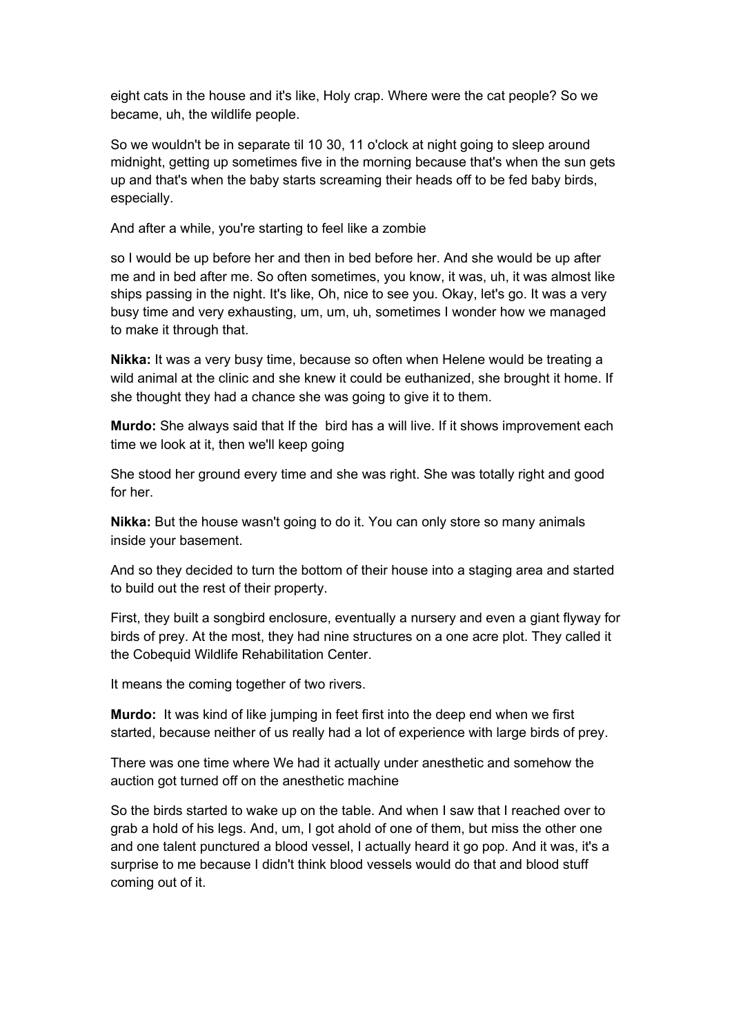eight cats in the house and it's like, Holy crap. Where were the cat people? So we became, uh, the wildlife people.

So we wouldn't be in separate til 10 30, 11 o'clock at night going to sleep around midnight, getting up sometimes five in the morning because that's when the sun gets up and that's when the baby starts screaming their heads off to be fed baby birds, especially.

And after a while, you're starting to feel like a zombie

so I would be up before her and then in bed before her. And she would be up after me and in bed after me. So often sometimes, you know, it was, uh, it was almost like ships passing in the night. It's like, Oh, nice to see you. Okay, let's go. It was a very busy time and very exhausting, um, um, uh, sometimes I wonder how we managed to make it through that.

**Nikka:** It was a very busy time, because so often when Helene would be treating a wild animal at the clinic and she knew it could be euthanized, she brought it home. If she thought they had a chance she was going to give it to them.

**Murdo:** She always said that If the bird has a will live. If it shows improvement each time we look at it, then we'll keep going

She stood her ground every time and she was right. She was totally right and good for her.

**Nikka:** But the house wasn't going to do it. You can only store so many animals inside your basement.

And so they decided to turn the bottom of their house into a staging area and started to build out the rest of their property.

First, they built a songbird enclosure, eventually a nursery and even a giant flyway for birds of prey. At the most, they had nine structures on a one acre plot. They called it the Cobequid Wildlife Rehabilitation Center.

It means the coming together of two rivers.

**Murdo:** It was kind of like jumping in feet first into the deep end when we first started, because neither of us really had a lot of experience with large birds of prey.

There was one time where We had it actually under anesthetic and somehow the auction got turned off on the anesthetic machine

So the birds started to wake up on the table. And when I saw that I reached over to grab a hold of his legs. And, um, I got ahold of one of them, but miss the other one and one talent punctured a blood vessel, I actually heard it go pop. And it was, it's a surprise to me because I didn't think blood vessels would do that and blood stuff coming out of it.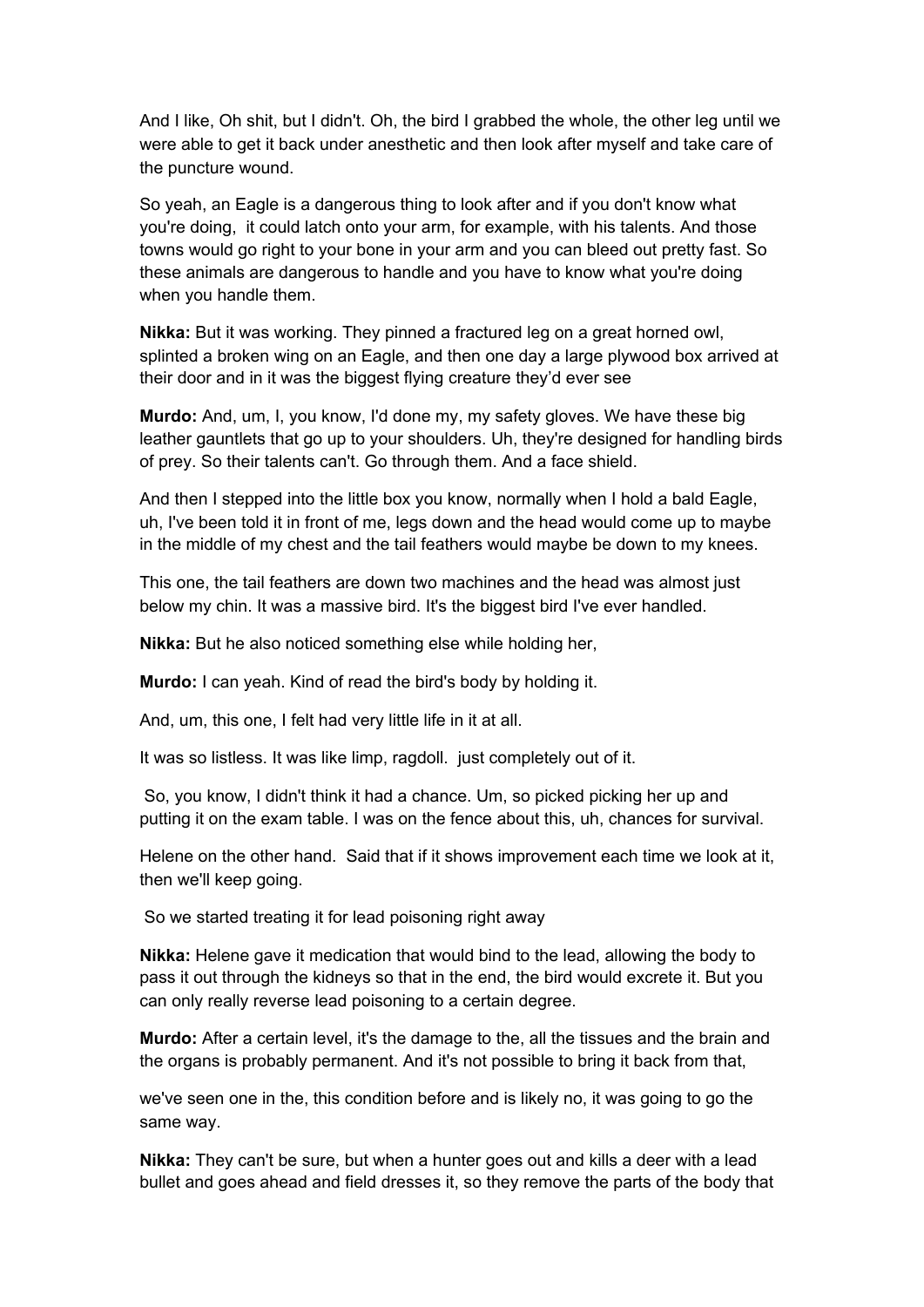And I like, Oh shit, but I didn't. Oh, the bird I grabbed the whole, the other leg until we were able to get it back under anesthetic and then look after myself and take care of the puncture wound.

So yeah, an Eagle is a dangerous thing to look after and if you don't know what you're doing, it could latch onto your arm, for example, with his talents. And those towns would go right to your bone in your arm and you can bleed out pretty fast. So these animals are dangerous to handle and you have to know what you're doing when you handle them.

**Nikka:** But it was working. They pinned a fractured leg on a great horned owl, splinted a broken wing on an Eagle, and then one day a large plywood box arrived at their door and in it was the biggest flying creature they'd ever see

**Murdo:** And, um, I, you know, I'd done my, my safety gloves. We have these big leather gauntlets that go up to your shoulders. Uh, they're designed for handling birds of prey. So their talents can't. Go through them. And a face shield.

And then I stepped into the little box you know, normally when I hold a bald Eagle, uh, I've been told it in front of me, legs down and the head would come up to maybe in the middle of my chest and the tail feathers would maybe be down to my knees.

This one, the tail feathers are down two machines and the head was almost just below my chin. It was a massive bird. It's the biggest bird I've ever handled.

**Nikka:** But he also noticed something else while holding her,

**Murdo:** I can yeah. Kind of read the bird's body by holding it.

And, um, this one, I felt had very little life in it at all.

It was so listless. It was like limp, ragdoll. just completely out of it.

So, you know, I didn't think it had a chance. Um, so picked picking her up and putting it on the exam table. I was on the fence about this, uh, chances for survival.

Helene on the other hand. Said that if it shows improvement each time we look at it, then we'll keep going.

So we started treating it for lead poisoning right away

**Nikka:** Helene gave it medication that would bind to the lead, allowing the body to pass it out through the kidneys so that in the end, the bird would excrete it. But you can only really reverse lead poisoning to a certain degree.

**Murdo:** After a certain level, it's the damage to the, all the tissues and the brain and the organs is probably permanent. And it's not possible to bring it back from that,

we've seen one in the, this condition before and is likely no, it was going to go the same way.

**Nikka:** They can't be sure, but when a hunter goes out and kills a deer with a lead bullet and goes ahead and field dresses it, so they remove the parts of the body that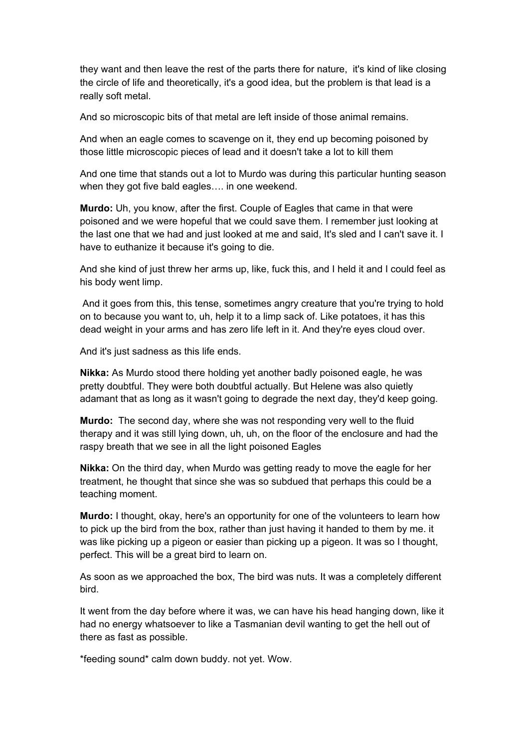they want and then leave the rest of the parts there for nature,  it's kind of like closing the circle of life and theoretically, it's a good idea, but the problem is that lead is a really soft metal.

And so microscopic bits of that metal are left inside of those animal remains.

And when an eagle comes to scavenge on it, they end up becoming poisoned by those little microscopic pieces of lead and it doesn't take a lot to kill them

And one time that stands out a lot to Murdo was during this particular hunting season when they got five bald eagles…. in one weekend.

**Murdo:** Uh, you know, after the first. Couple of Eagles that came in that were poisoned and we were hopeful that we could save them. I remember just looking at the last one that we had and just looked at me and said, It's sled and I can't save it. I have to euthanize it because it's going to die.

And she kind of just threw her arms up, like, fuck this, and I held it and I could feel as his body went limp.

And it goes from this, this tense, sometimes angry creature that you're trying to hold on to because you want to, uh, help it to a limp sack of. Like potatoes, it has this dead weight in your arms and has zero life left in it. And they're eyes cloud over.

And it's just sadness as this life ends.

**Nikka:** As Murdo stood there holding yet another badly poisoned eagle, he was pretty doubtful. They were both doubtful actually. But Helene was also quietly adamant that as long as it wasn't going to degrade the next day, they'd keep going.

**Murdo:** The second day, where she was not responding very well to the fluid therapy and it was still lying down, uh, uh, on the floor of the enclosure and had the raspy breath that we see in all the light poisoned Eagles

**Nikka:** On the third day, when Murdo was getting ready to move the eagle for her treatment, he thought that since she was so subdued that perhaps this could be a teaching moment.

**Murdo:** I thought, okay, here's an opportunity for one of the volunteers to learn how to pick up the bird from the box, rather than just having it handed to them by me. it was like picking up a pigeon or easier than picking up a pigeon. It was so I thought, perfect. This will be a great bird to learn on.

As soon as we approached the box, The bird was nuts. It was a completely different bird.

It went from the day before where it was, we can have his head hanging down, like it had no energy whatsoever to like a Tasmanian devil wanting to get the hell out of there as fast as possible.

*feeding sound* calm down buddy. not yet. Wow.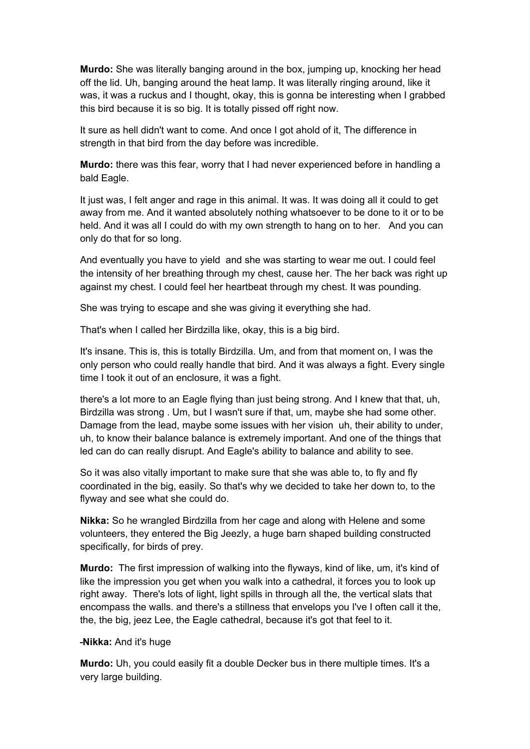**Murdo:** She was literally banging around in the box, jumping up, knocking her head off the lid. Uh, banging around the heat lamp. It was literally ringing around, like it was, it was a ruckus and I thought, okay, this is gonna be interesting when I grabbed this bird because it is so big. It is totally pissed off right now.

It sure as hell didn't want to come. And once I got ahold of it, The difference in strength in that bird from the day before was incredible.

**Murdo:** there was this fear, worry that I had never experienced before in handling a bald Eagle.

It just was, I felt anger and rage in this animal. It was. It was doing all it could to get away from me. And it wanted absolutely nothing whatsoever to be done to it or to be held. And it was all I could do with my own strength to hang on to her. And you can only do that for so long.

And eventually you have to yield and she was starting to wear me out. I could feel the intensity of her breathing through my chest, cause her. The her back was right up against my chest. I could feel her heartbeat through my chest. It was pounding.

She was trying to escape and she was giving it everything she had.

That's when I called her Birdzilla like, okay, this is a big bird.

It's insane. This is, this is totally Birdzilla. Um, and from that moment on, I was the only person who could really handle that bird. And it was always a fight. Every single time I took it out of an enclosure, it was a fight.

there's a lot more to an Eagle flying than just being strong. And I knew that that, uh, Birdzilla was strong . Um, but I wasn't sure if that, um, maybe she had some other. Damage from the lead, maybe some issues with her vision uh, their ability to under, uh, to know their balance balance is extremely important. And one of the things that led can do can really disrupt. And Eagle's ability to balance and ability to see.

So it was also vitally important to make sure that she was able to, to fly and fly coordinated in the big, easily. So that's why we decided to take her down to, to the flyway and see what she could do.

**Nikka:** So he wrangled Birdzilla from her cage and along with Helene and some volunteers, they entered the Big Jeezly, a huge barn shaped building constructed specifically, for birds of prey.

**Murdo:** The first impression of walking into the flyways, kind of like, um, it's kind of like the impression you get when you walk into a cathedral, it forces you to look up right away. There's lots of light, light spills in through all the, the vertical slats that encompass the walls. and there's a stillness that envelops you I've I often call it the, the, the big, jeez Lee, the Eagle cathedral, because it's got that feel to it.

-**Nikka:** And it's huge

**Murdo:** Uh, you could easily fit a double Decker bus in there multiple times. It's a very large building.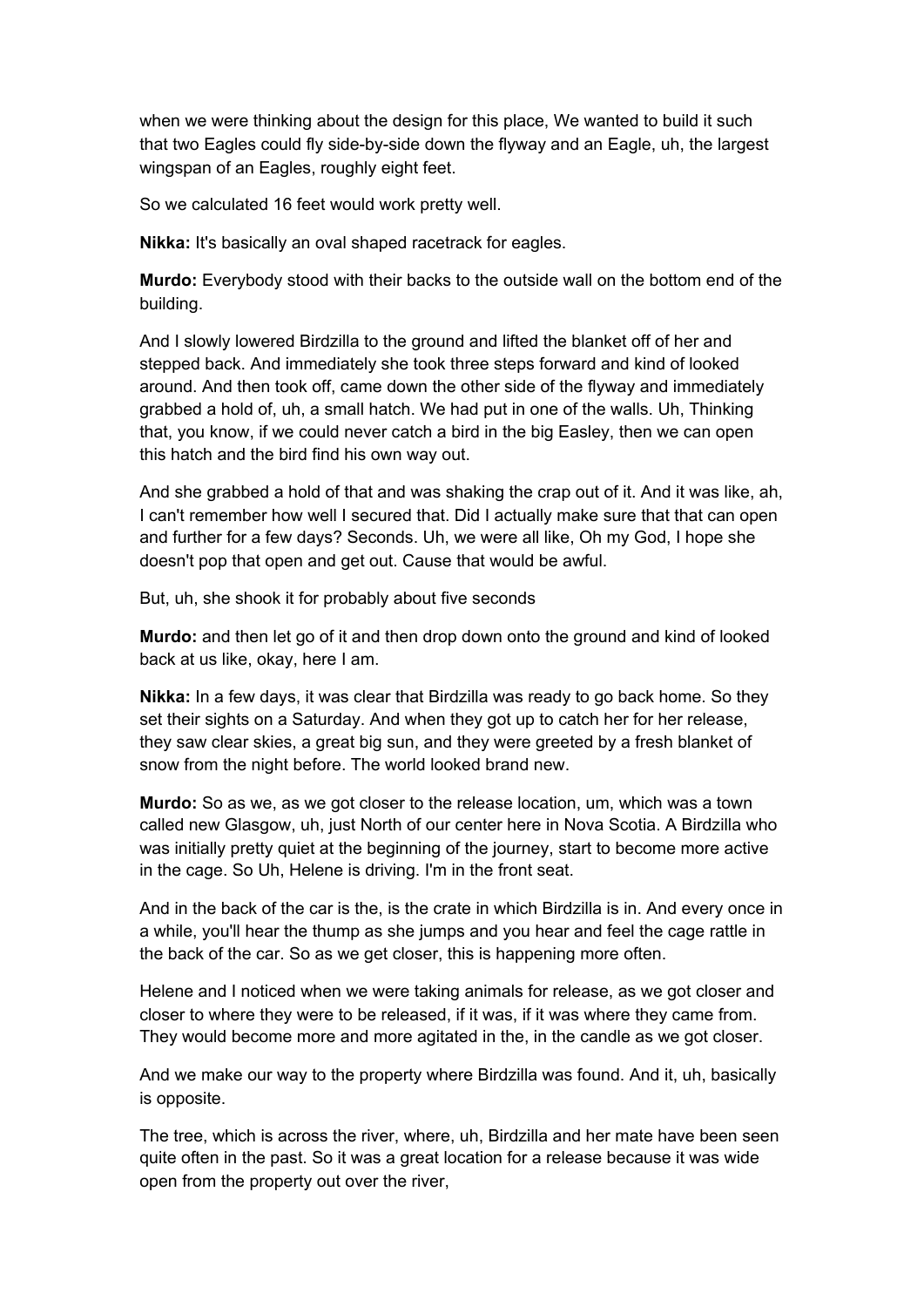when we were thinking about the design for this place, We wanted to build it such that two Eagles could fly side-by-side down the flyway and an Eagle, uh, the largest wingspan of an Eagles, roughly eight feet.

So we calculated 16 feet would work pretty well.

**Nikka:** It's basically an oval shaped racetrack for eagles.

**Murdo:** Everybody stood with their backs to the outside wall on the bottom end of the building.

And I slowly lowered Birdzilla to the ground and lifted the blanket off of her and stepped back. And immediately she took three steps forward and kind of looked around. And then took off, came down the other side of the flyway and immediately grabbed a hold of, uh, a small hatch. We had put in one of the walls. Uh, Thinking that, you know, if we could never catch a bird in the big Easley, then we can open this hatch and the bird find his own way out.

And she grabbed a hold of that and was shaking the crap out of it. And it was like, ah, I can't remember how well I secured that. Did I actually make sure that that can open and further for a few days? Seconds. Uh, we were all like, Oh my God, I hope she doesn't pop that open and get out. Cause that would be awful.

But, uh, she shook it for probably about five seconds

**Murdo:** and then let go of it and then drop down onto the ground and kind of looked back at us like, okay, here I am.

**Nikka:** In a few days, it was clear that Birdzilla was ready to go back home. So they set their sights on a Saturday. And when they got up to catch her for her release, they saw clear skies, a great big sun, and they were greeted by a fresh blanket of snow from the night before. The world looked brand new.

**Murdo:** So as we, as we got closer to the release location, um, which was a town called new Glasgow, uh, just North of our center here in Nova Scotia. A Birdzilla who was initially pretty quiet at the beginning of the journey, start to become more active in the cage. So Uh, Helene is driving. I'm in the front seat.

And in the back of the car is the, is the crate in which Birdzilla is in. And every once in a while, you'll hear the thump as she jumps and you hear and feel the cage rattle in the back of the car. So as we get closer, this is happening more often.

Helene and I noticed when we were taking animals for release, as we got closer and closer to where they were to be released, if it was, if it was where they came from. They would become more and more agitated in the, in the candle as we got closer.

And we make our way to the property where Birdzilla was found. And it, uh, basically is opposite.

The tree, which is across the river, where, uh, Birdzilla and her mate have been seen quite often in the past. So it was a great location for a release because it was wide open from the property out over the river,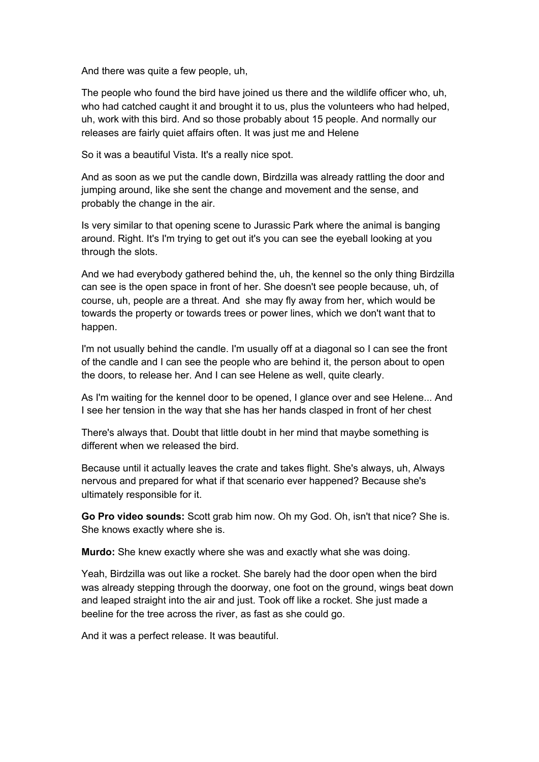And there was quite a few people, uh,

The people who found the bird have joined us there and the wildlife officer who, uh, who had catched caught it and brought it to us, plus the volunteers who had helped, uh, work with this bird. And so those probably about 15 people. And normally our releases are fairly quiet affairs often. It was just me and Helene

So it was a beautiful Vista. It's a really nice spot.

And as soon as we put the candle down, Birdzilla was already rattling the door and jumping around, like she sent the change and movement and the sense, and probably the change in the air.

Is very similar to that opening scene to Jurassic Park where the animal is banging around. Right. It's I'm trying to get out it's you can see the eyeball looking at you through the slots.

And we had everybody gathered behind the, uh, the kennel so the only thing Birdzilla can see is the open space in front of her. She doesn't see people because, uh, of course, uh, people are a threat. And  she may fly away from her, which would be towards the property or towards trees or power lines, which we don't want that to happen.

I'm not usually behind the candle. I'm usually off at a diagonal so I can see the front of the candle and I can see the people who are behind it, the person about to open the doors, to release her. And I can see Helene as well, quite clearly.

As I'm waiting for the kennel door to be opened, I glance over and see Helene... And I see her tension in the way that she has her hands clasped in front of her chest

There's always that. Doubt that little doubt in her mind that maybe something is different when we released the bird.

Because until it actually leaves the crate and takes flight. She's always, uh, Always nervous and prepared for what if that scenario ever happened? Because she's ultimately responsible for it.

**Go Pro video sounds:** Scott grab him now. Oh my God. Oh, isn't that nice? She is. She knows exactly where she is.

**Murdo:** She knew exactly where she was and exactly what she was doing.

Yeah, Birdzilla was out like a rocket. She barely had the door open when the bird was already stepping through the doorway, one foot on the ground, wings beat down and leaped straight into the air and just. Took off like a rocket. She just made a beeline for the tree across the river, as fast as she could go.

And it was a perfect release. It was beautiful.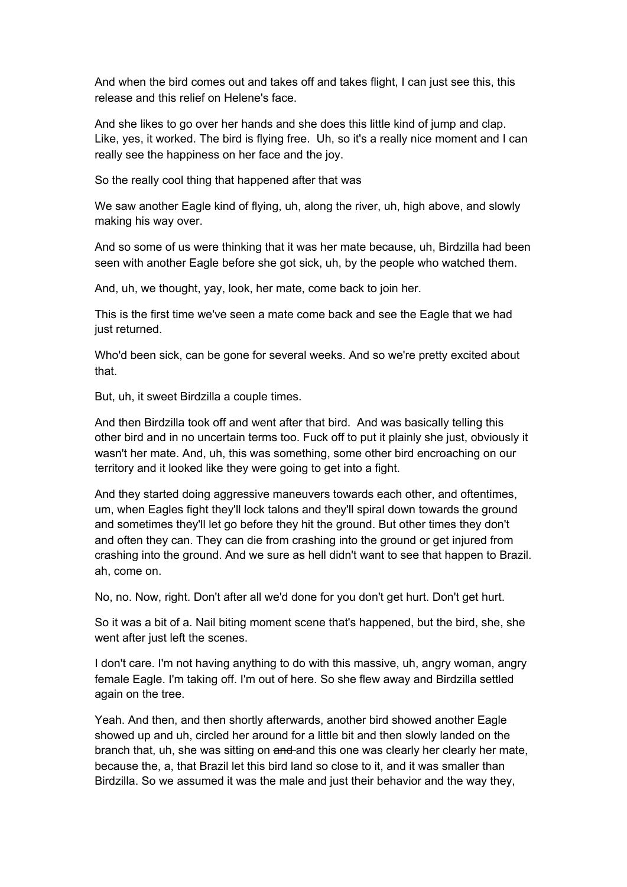And when the bird comes out and takes off and takes flight, I can just see this, this release and this relief on Helene's face.

And she likes to go over her hands and she does this little kind of jump and clap. Like, yes, it worked. The bird is flying free. Uh, so it's a really nice moment and I can really see the happiness on her face and the joy.

So the really cool thing that happened after that was

We saw another Eagle kind of flying, uh, along the river, uh, high above, and slowly making his way over.

And so some of us were thinking that it was her mate because, uh, Birdzilla had been seen with another Eagle before she got sick, uh, by the people who watched them.

And, uh, we thought, yay, look, her mate, come back to join her.

This is the first time we've seen a mate come back and see the Eagle that we had just returned.

Who'd been sick, can be gone for several weeks. And so we're pretty excited about that.

But, uh, it sweet Birdzilla a couple times.

And then Birdzilla took off and went after that bird. And was basically telling this other bird and in no uncertain terms too. Fuck off to put it plainly she just, obviously it wasn't her mate. And, uh, this was something, some other bird encroaching on our territory and it looked like they were going to get into a fight.

And they started doing aggressive maneuvers towards each other, and oftentimes, um, when Eagles fight they'll lock talons and they'll spiral down towards the ground and sometimes they'll let go before they hit the ground. But other times they don't and often they can. They can die from crashing into the ground or get injured from crashing into the ground. And we sure as hell didn't want to see that happen to Brazil. ah, come on.

No, no. Now, right. Don't after all we'd done for you don't get hurt. Don't get hurt.

So it was a bit of a. Nail biting moment scene that's happened, but the bird, she, she went after just left the scenes.

I don't care. I'm not having anything to do with this massive, uh, angry woman, angry female Eagle. I'm taking off. I'm out of here. So she flew away and Birdzilla settled again on the tree.

Yeah. And then, and then shortly afterwards, another bird showed another Eagle showed up and uh, circled her around for a little bit and then slowly landed on the branch that, uh, she was sitting on ~~and~~ and this one was clearly her clearly her mate, because the, a, that Brazil let this bird land so close to it, and it was smaller than Birdzilla. So we assumed it was the male and just their behavior and the way they,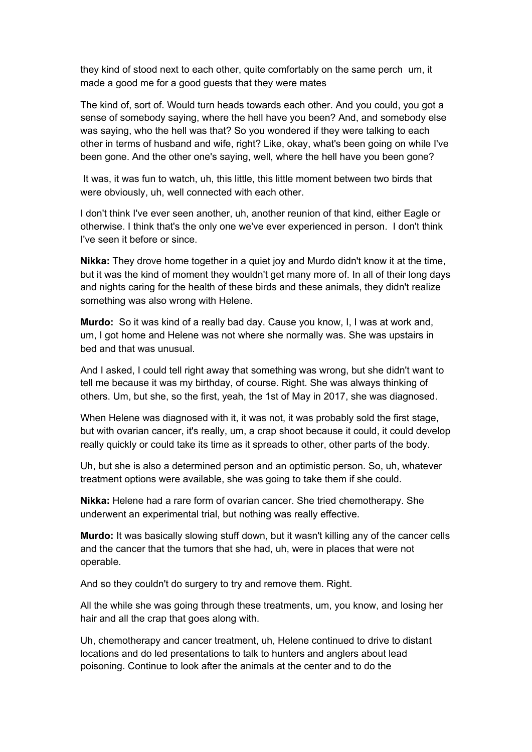they kind of stood next to each other, quite comfortably on the same perch um, it made a good me for a good guests that they were mates

The kind of, sort of. Would turn heads towards each other. And you could, you got a sense of somebody saying, where the hell have you been? And, and somebody else was saying, who the hell was that? So you wondered if they were talking to each other in terms of husband and wife, right? Like, okay, what's been going on while I've been gone. And the other one's saying, well, where the hell have you been gone?

It was, it was fun to watch, uh, this little, this little moment between two birds that were obviously, uh, well connected with each other.

I don't think I've ever seen another, uh, another reunion of that kind, either Eagle or otherwise. I think that's the only one we've ever experienced in person. I don't think I've seen it before or since.

**Nikka:** They drove home together in a quiet joy and Murdo didn't know it at the time, but it was the kind of moment they wouldn't get many more of. In all of their long days and nights caring for the health of these birds and these animals, they didn't realize something was also wrong with Helene.

**Murdo:** So it was kind of a really bad day. Cause you know, I, I was at work and, um, I got home and Helene was not where she normally was. She was upstairs in bed and that was unusual.

And I asked, I could tell right away that something was wrong, but she didn't want to tell me because it was my birthday, of course. Right. She was always thinking of others. Um, but she, so the first, yeah, the 1st of May in 2017, she was diagnosed.

When Helene was diagnosed with it, it was not, it was probably sold the first stage, but with ovarian cancer, it's really, um, a crap shoot because it could, it could develop really quickly or could take its time as it spreads to other, other parts of the body.

Uh, but she is also a determined person and an optimistic person. So, uh, whatever treatment options were available, she was going to take them if she could.

**Nikka:** Helene had a rare form of ovarian cancer. She tried chemotherapy. She underwent an experimental trial, but nothing was really effective.

**Murdo:** It was basically slowing stuff down, but it wasn't killing any of the cancer cells and the cancer that the tumors that she had, uh, were in places that were not operable.

And so they couldn't do surgery to try and remove them. Right.

All the while she was going through these treatments, um, you know, and losing her hair and all the crap that goes along with.

Uh, chemotherapy and cancer treatment, uh, Helene continued to drive to distant locations and do led presentations to talk to hunters and anglers about lead poisoning. Continue to look after the animals at the center and to do the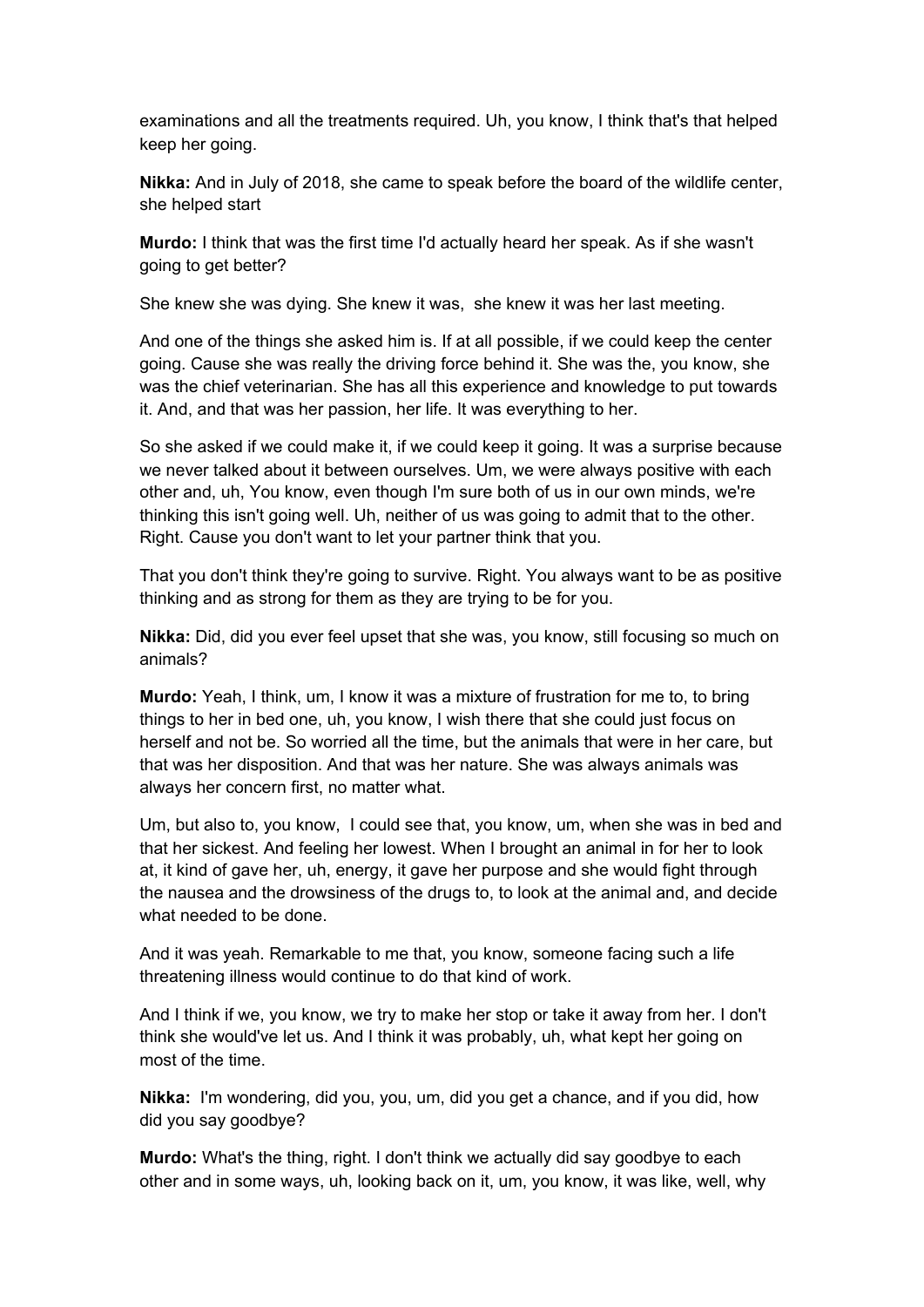examinations and all the treatments required. Uh, you know, I think that's that helped keep her going.

**Nikka:** And in July of 2018, she came to speak before the board of the wildlife center, she helped start

**Murdo:** I think that was the first time I'd actually heard her speak. As if she wasn't going to get better?

She knew she was dying. She knew it was, she knew it was her last meeting.

And one of the things she asked him is. If at all possible, if we could keep the center going. Cause she was really the driving force behind it. She was the, you know, she was the chief veterinarian. She has all this experience and knowledge to put towards it. And, and that was her passion, her life. It was everything to her.

So she asked if we could make it, if we could keep it going. It was a surprise because we never talked about it between ourselves. Um, we were always positive with each other and, uh, You know, even though I'm sure both of us in our own minds, we're thinking this isn't going well. Uh, neither of us was going to admit that to the other. Right. Cause you don't want to let your partner think that you.

That you don't think they're going to survive. Right. You always want to be as positive thinking and as strong for them as they are trying to be for you.

**Nikka:** Did, did you ever feel upset that she was, you know, still focusing so much on animals?

**Murdo:** Yeah, I think, um, I know it was a mixture of frustration for me to, to bring things to her in bed one, uh, you know, I wish there that she could just focus on herself and not be. So worried all the time, but the animals that were in her care, but that was her disposition. And that was her nature. She was always animals was always her concern first, no matter what.

Um, but also to, you know, I could see that, you know, um, when she was in bed and that her sickest. And feeling her lowest. When I brought an animal in for her to look at, it kind of gave her, uh, energy, it gave her purpose and she would fight through the nausea and the drowsiness of the drugs to, to look at the animal and, and decide what needed to be done.

And it was yeah. Remarkable to me that, you know, someone facing such a life threatening illness would continue to do that kind of work.

And I think if we, you know, we try to make her stop or take it away from her. I don't think she would've let us. And I think it was probably, uh, what kept her going on most of the time.

**Nikka:** I'm wondering, did you, you, um, did you get a chance, and if you did, how did you say goodbye?

**Murdo:** What's the thing, right. I don't think we actually did say goodbye to each other and in some ways, uh, looking back on it, um, you know, it was like, well, why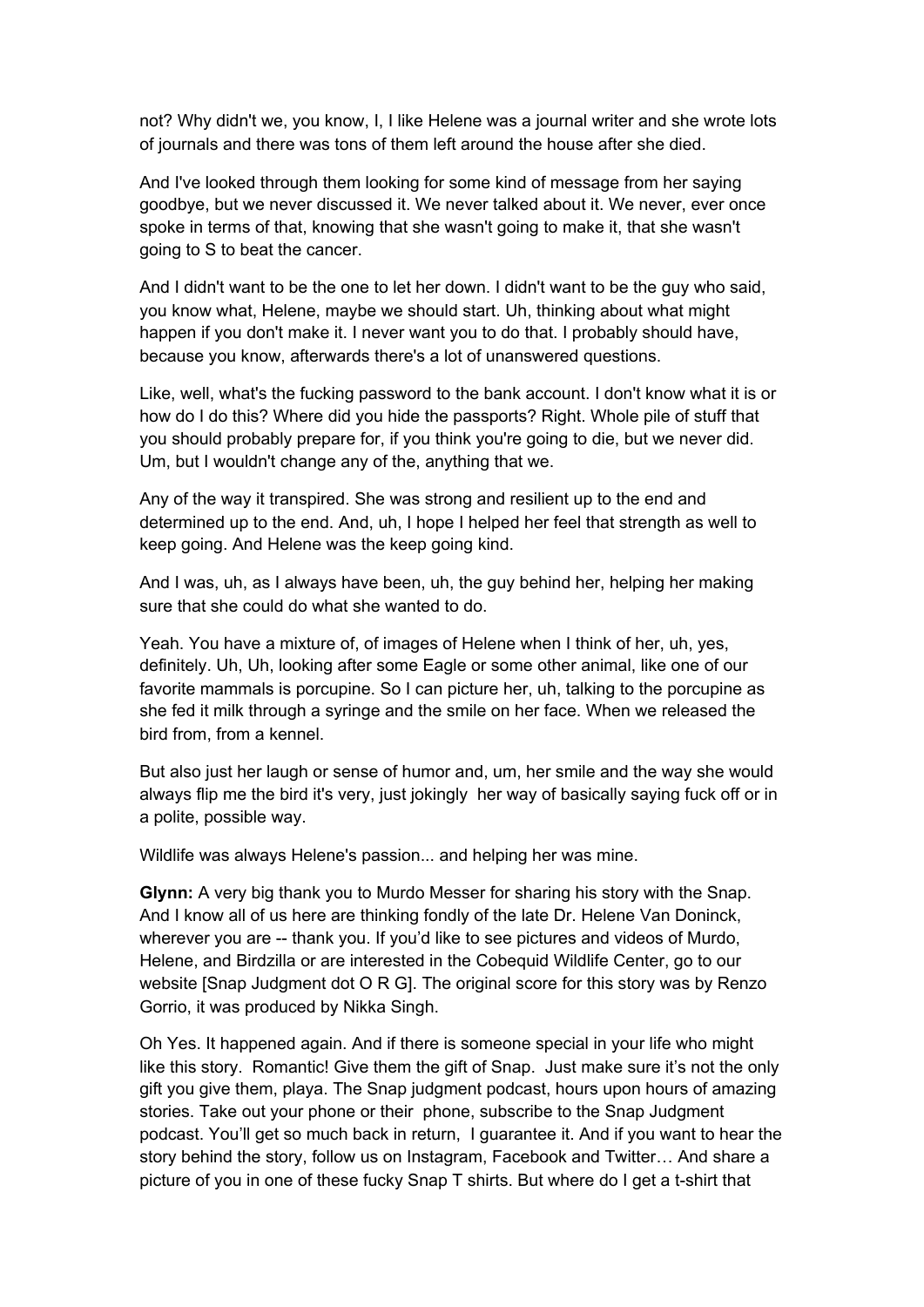not? Why didn't we, you know, I, I like Helene was a journal writer and she wrote lots of journals and there was tons of them left around the house after she died.

And I've looked through them looking for some kind of message from her saying goodbye, but we never discussed it. We never talked about it. We never, ever once spoke in terms of that, knowing that she wasn't going to make it, that she wasn't going to S to beat the cancer.

And I didn't want to be the one to let her down. I didn't want to be the guy who said, you know what, Helene, maybe we should start. Uh, thinking about what might happen if you don't make it. I never want you to do that. I probably should have, because you know, afterwards there's a lot of unanswered questions.

Like, well, what's the fucking password to the bank account. I don't know what it is or how do I do this? Where did you hide the passports? Right. Whole pile of stuff that you should probably prepare for, if you think you're going to die, but we never did. Um, but I wouldn't change any of the, anything that we.

Any of the way it transpired. She was strong and resilient up to the end and determined up to the end. And, uh, I hope I helped her feel that strength as well to keep going. And Helene was the keep going kind.

And I was, uh, as I always have been, uh, the guy behind her, helping her making sure that she could do what she wanted to do.

Yeah. You have a mixture of, of images of Helene when I think of her, uh, yes, definitely. Uh, Uh, looking after some Eagle or some other animal, like one of our favorite mammals is porcupine. So I can picture her, uh, talking to the porcupine as she fed it milk through a syringe and the smile on her face. When we released the bird from, from a kennel.

But also just her laugh or sense of humor and, um, her smile and the way she would always flip me the bird it's very, just jokingly her way of basically saying fuck off or in a polite, possible way.

Wildlife was always Helene's passion... and helping her was mine.

**Glynn:** A very big thank you to Murdo Messer for sharing his story with the Snap. And I know all of us here are thinking fondly of the late Dr. Helene Van Doninck, wherever you are -- thank you. If you'd like to see pictures and videos of Murdo, Helene, and Birdzilla or are interested in the Cobequid Wildlife Center, go to our website [Snap Judgment dot O R G]. The original score for this story was by Renzo Gorrio, it was produced by Nikka Singh.

Oh Yes. It happened again. And if there is someone special in your life who might like this story. Romantic! Give them the gift of Snap. Just make sure it's not the only gift you give them, playa. The Snap judgment podcast, hours upon hours of amazing stories. Take out your phone or their phone, subscribe to the Snap Judgment podcast. You'll get so much back in return, I guarantee it. And if you want to hear the story behind the story, follow us on Instagram, Facebook and Twitter… And share a picture of you in one of these fucky Snap T shirts. But where do I get a t-shirt that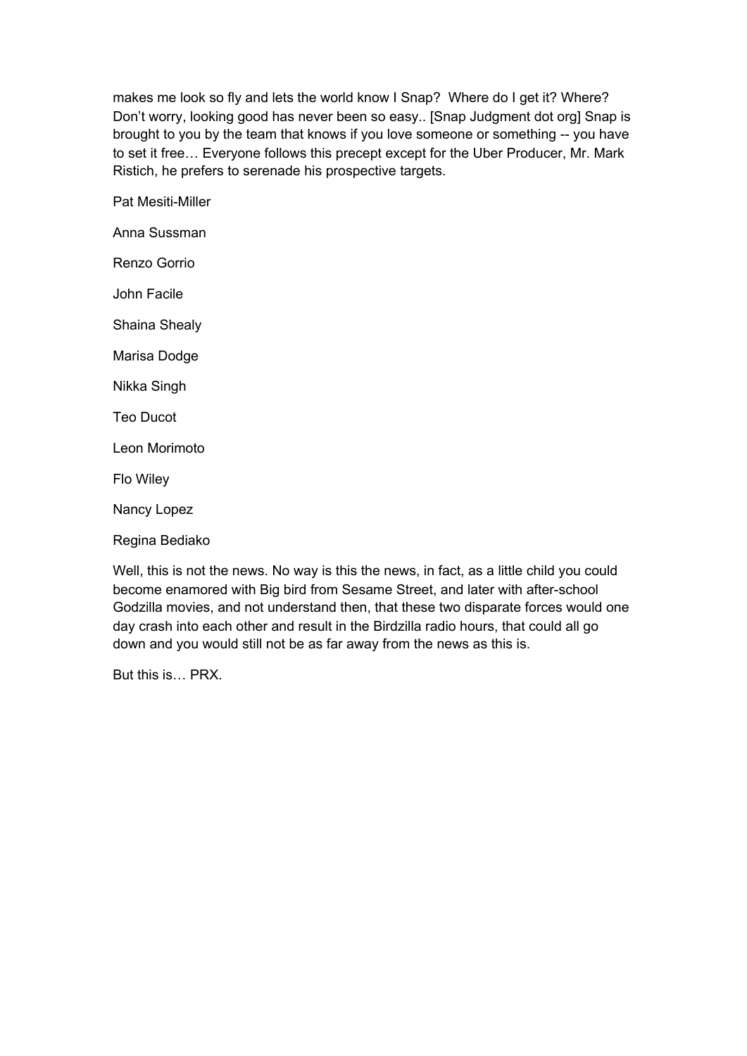makes me look so fly and lets the world know I Snap?  Where do I get it? Where? Don't worry, looking good has never been so easy.. [Snap Judgment dot org] Snap is brought to you by the team that knows if you love someone or something -- you have to set it free… Everyone follows this precept except for the Uber Producer, Mr. Mark Ristich, he prefers to serenade his prospective targets.

Pat Mesiti-Miller

Anna Sussman

Renzo Gorrio

John Facile

Shaina Shealy

Marisa Dodge

Nikka Singh

Teo Ducot

Leon Morimoto

Flo Wiley

Nancy Lopez

Regina Bediako

Well, this is not the news. No way is this the news, in fact, as a little child you could become enamored with Big bird from Sesame Street, and later with after-school Godzilla movies, and not understand then, that these two disparate forces would one day crash into each other and result in the Birdzilla radio hours, that could all go down and you would still not be as far away from the news as this is.

But this is… PRX.